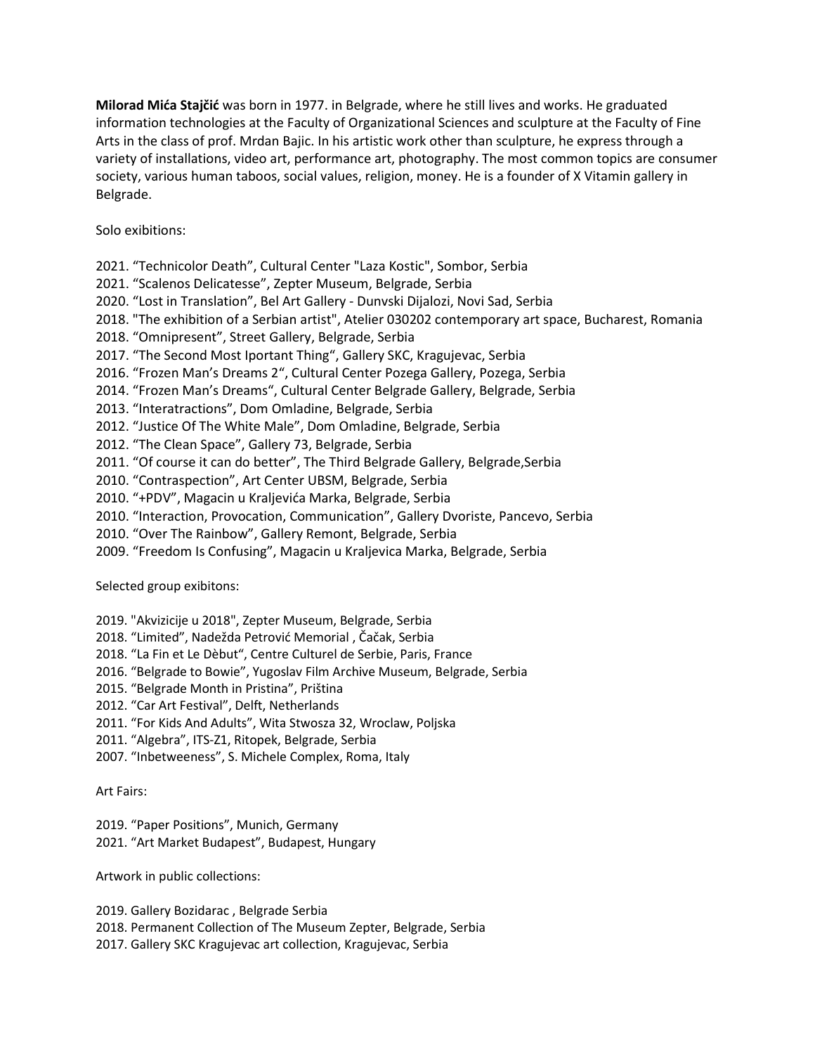**Milorad Mića Stajčić** was born in 1977. in Belgrade, where he still lives and works. He graduated information technologies at the Faculty of Organizational Sciences and sculpture at the Faculty of Fine Arts in the class of prof. Mrdan Bajic. In his artistic work other than sculpture, he express through a variety of installations, video art, performance art, photography. The most common topics are consumer society, various human taboos, social values, religion, money. He is a founder of X Vitamin gallery in Belgrade.

Solo exibitions:

2021. "Technicolor Death", Cultural Center "Laza Kostic", Sombor, Serbia
2021. "Scalenos Delicatesse", Zepter Museum, Belgrade, Serbia
2020. "Lost in Translation", Bel Art Gallery - Dunvski Dijalozi, Novi Sad, Serbia
2018. "The exhibition of a Serbian artist", Atelier 030202 contemporary art space, Bucharest, Romania
2018. "Omnipresent", Street Gallery, Belgrade, Serbia
2017. "The Second Most Iportant Thing", Gallery SKC, Kragujevac, Serbia
2016. "Frozen Man's Dreams 2", Cultural Center Pozega Gallery, Pozega, Serbia
2014. "Frozen Man's Dreams", Cultural Center Belgrade Gallery, Belgrade, Serbia
2013. "Interatractions", Dom Omladine, Belgrade, Serbia
2012. "Justice Of The White Male", Dom Omladine, Belgrade, Serbia
2012. "The Clean Space", Gallery 73, Belgrade, Serbia
2011. "Of course it can do better", The Third Belgrade Gallery, Belgrade,Serbia
2010. "Contraspection", Art Center UBSM, Belgrade, Serbia
2010. "+PDV", Magacin u Kraljevića Marka, Belgrade, Serbia
2010. "Interaction, Provocation, Communication", Gallery Dvoriste, Pancevo, Serbia
2010. "Over The Rainbow", Gallery Remont, Belgrade, Serbia
2009. "Freedom Is Confusing", Magacin u Kraljevica Marka, Belgrade, Serbia

Selected group exibitons:

2019. "Akvizicije u 2018", Zepter Museum, Belgrade, Serbia
2018. "Limited", Nadežda Petrović Memorial , Čačak, Serbia
2018. "La Fin et Le Dèbut", Centre Culturel de Serbie, Paris, France
2016. "Belgrade to Bowie", Yugoslav Film Archive Museum, Belgrade, Serbia
2015. "Belgrade Month in Pristina", Priština
2012. "Car Art Festival", Delft, Netherlands
2011. "For Kids And Adults", Wita Stwosza 32, Wroclaw, Poljska
2011. "Algebra", ITS-Z1, Ritopek, Belgrade, Serbia
2007. "Inbetweeness", S. Michele Complex, Roma, Italy

Art Fairs:

2019. "Paper Positions", Munich, Germany
2021. "Art Market Budapest", Budapest, Hungary

Artwork in public collections:

2019. Gallery Bozidarac , Belgrade Serbia
2018. Permanent Collection of The Museum Zepter, Belgrade, Serbia
2017. Gallery SKC Kragujevac art collection, Kragujevac, Serbia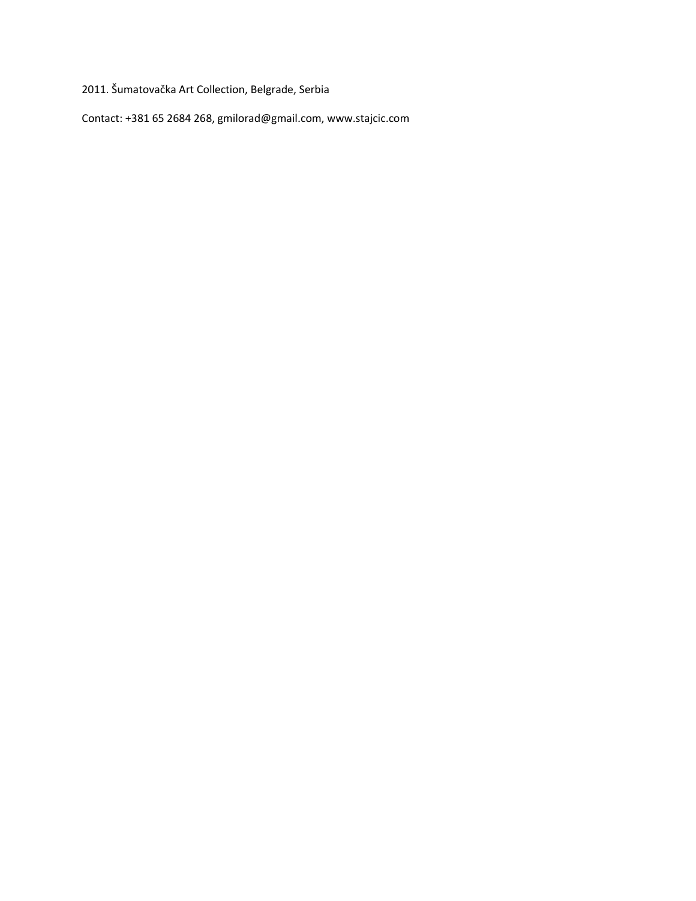2011. Šumatovačka Art Collection, Belgrade, Serbia

Contact: +381 65 2684 268, gmilorad@gmail.com, www.stajcic.com